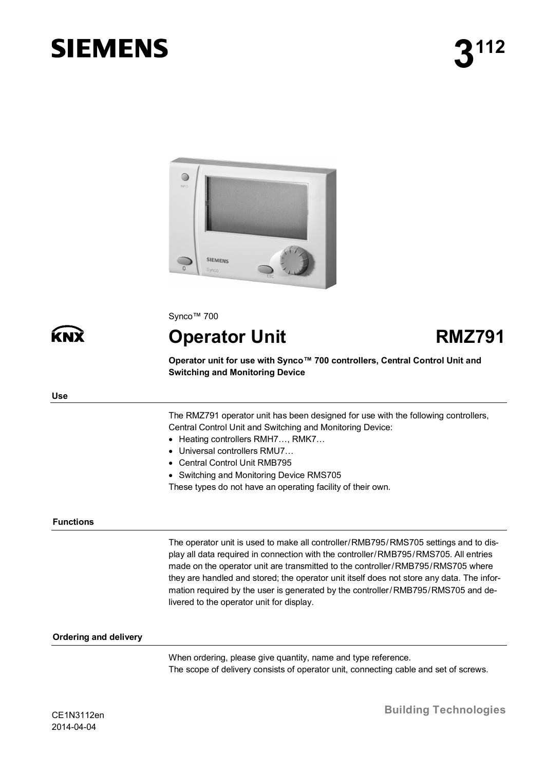SIEMENS

# 3[112]

Synco™ 700

# Operator Unit RMZ791

**Operator unit for use with Synco™ 700 controllers, Central Control Unit and Switching and Monitoring Device**

## Use

The RMZ791 operator unit has been designed for use with the following controllers, Central Control Unit and Switching and Monitoring Device:

- Heating controllers RMH7…, RMK7…
- Universal controllers RMU7…
- Central Control Unit RMB795
- Switching and Monitoring Device RMS705

These types do not have an operating facility of their own.

## Functions

The operator unit is used to make all controller/RMB795/RMS705 settings and to display all data required in connection with the controller/RMB795/RMS705. All entries made on the operator unit are transmitted to the controller/RMB795/RMS705 where they are handled and stored; the operator unit itself does not store any data. The information required by the user is generated by the controller/RMB795/RMS705 and delivered to the operator unit for display.

## Ordering and delivery

When ordering, please give quantity, name and type reference.
The scope of delivery consists of operator unit, connecting cable and set of screws.

CE1N3112en
2014-04-04

Building Technologies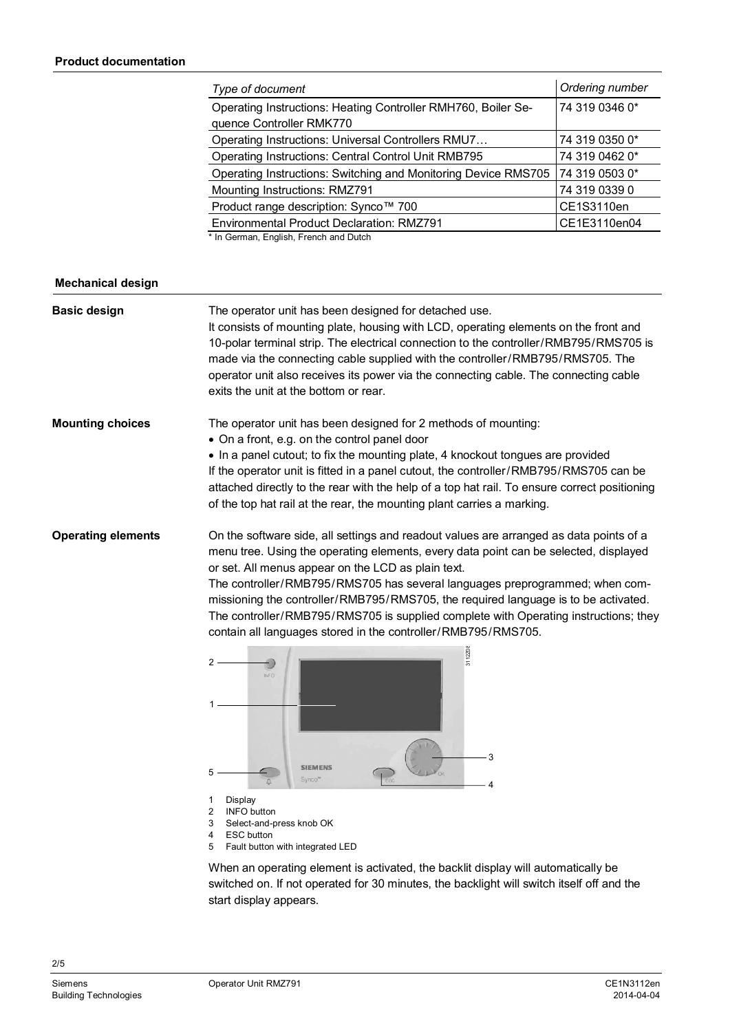## Product documentation

| *Type of document* | *Ordering number* |
|---|---|
| Operating Instructions: Heating Controller RMH760, Boiler Sequence Controller RMK770 | 74 319 0346 0* |
| Operating Instructions: Universal Controllers RMU7… | 74 319 0350 0* |
| Operating Instructions: Central Control Unit RMB795 | 74 319 0462 0* |
| Operating Instructions: Switching and Monitoring Device RMS705 | 74 319 0503 0* |
| Mounting Instructions: RMZ791 | 74 319 0339 0 |
| Product range description: Synco™ 700 | CE1S3110en |
| Environmental Product Declaration: RMZ791 | CE1E3110en04 |

* In German, English, French and Dutch

## Mechanical design

### Basic design

The operator unit has been designed for detached use.
It consists of mounting plate, housing with LCD, operating elements on the front and 10-polar terminal strip. The electrical connection to the controller/RMB795/RMS705 is made via the connecting cable supplied with the controller/RMB795/RMS705. The operator unit also receives its power via the connecting cable. The connecting cable exits the unit at the bottom or rear.

### Mounting choices

The operator unit has been designed for 2 methods of mounting:

- On a front, e.g. on the control panel door
- In a panel cutout; to fix the mounting plate, 4 knockout tongues are provided

If the operator unit is fitted in a panel cutout, the controller/RMB795/RMS705 can be attached directly to the rear with the help of a top hat rail. To ensure correct positioning of the top hat rail at the rear, the mounting plant carries a marking.

### Operating elements

On the software side, all settings and readout values are arranged as data points of a menu tree. Using the operating elements, every data point can be selected, displayed or set. All menus appear on the LCD as plain text.
The controller/RMB795/RMS705 has several languages preprogrammed; when commissioning the controller/RMB795/RMS705, the required language is to be activated. The controller/RMB795/RMS705 is supplied complete with Operating instructions; they contain all languages stored in the controller/RMB795/RMS705.

1 Display
2 INFO button
3 Select-and-press knob OK
4 ESC button
5 Fault button with integrated LED

When an operating element is activated, the backlit display will automatically be switched on. If not operated for 30 minutes, the backlight will switch itself off and the start display appears.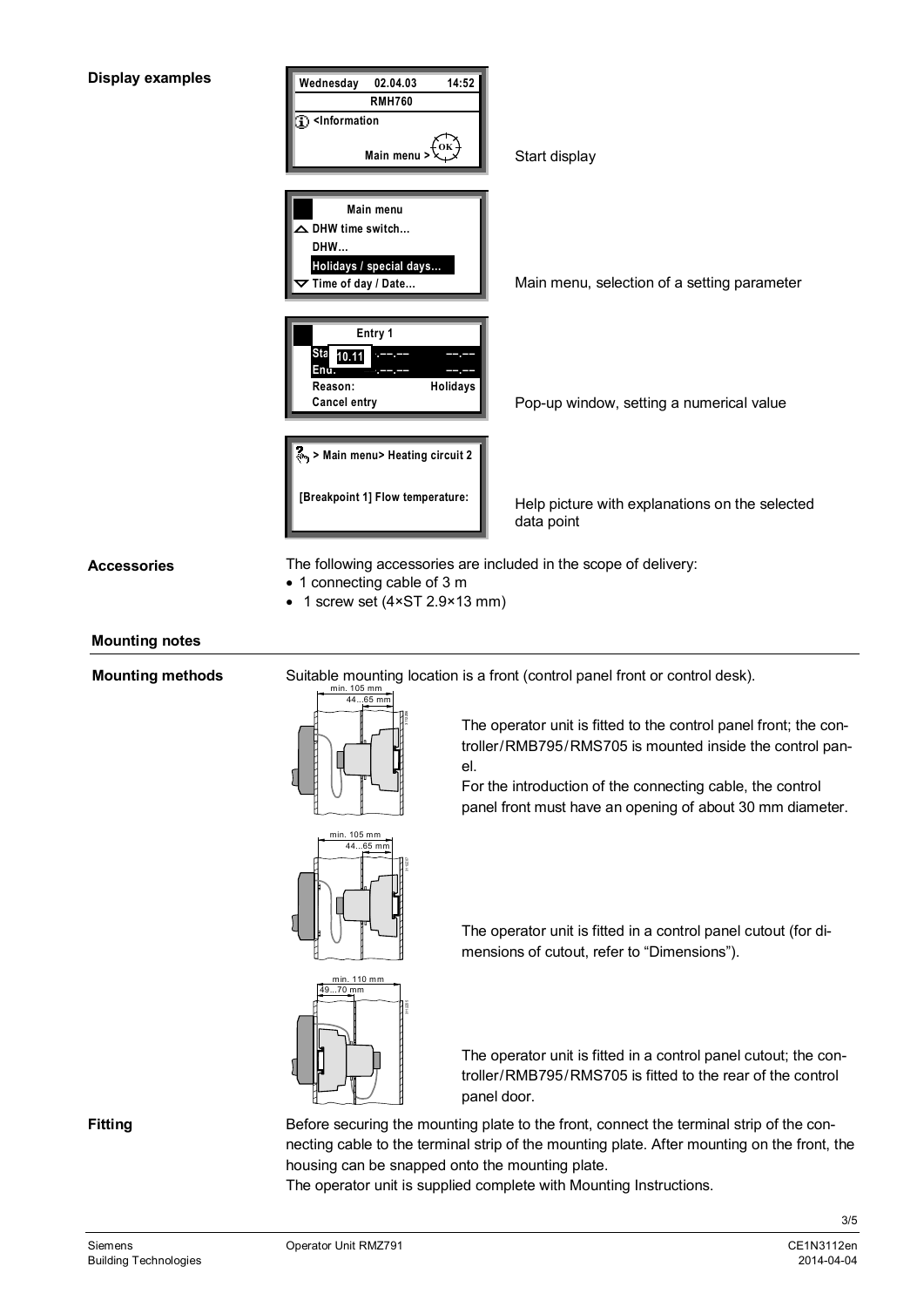**Display examples**

Start display

Main menu, selection of a setting parameter

Pop-up window, setting a numerical value

Help picture with explanations on the selected data point

**Accessories**

The following accessories are included in the scope of delivery:

- 1 connecting cable of 3 m
- 1 screw set (4×ST 2.9×13 mm)

## Mounting notes

**Mounting methods**

Suitable mounting location is a front (control panel front or control desk).

The operator unit is fitted to the control panel front; the controller/RMB795/RMS705 is mounted inside the control panel.
For the introduction of the connecting cable, the control panel front must have an opening of about 30 mm diameter.

The operator unit is fitted in a control panel cutout (for dimensions of cutout, refer to "Dimensions").

The operator unit is fitted in a control panel cutout; the controller/RMB795/RMS705 is fitted to the rear of the control panel door.

**Fitting**

Before securing the mounting plate to the front, connect the terminal strip of the connecting cable to the terminal strip of the mounting plate. After mounting on the front, the housing can be snapped onto the mounting plate.
The operator unit is supplied complete with Mounting Instructions.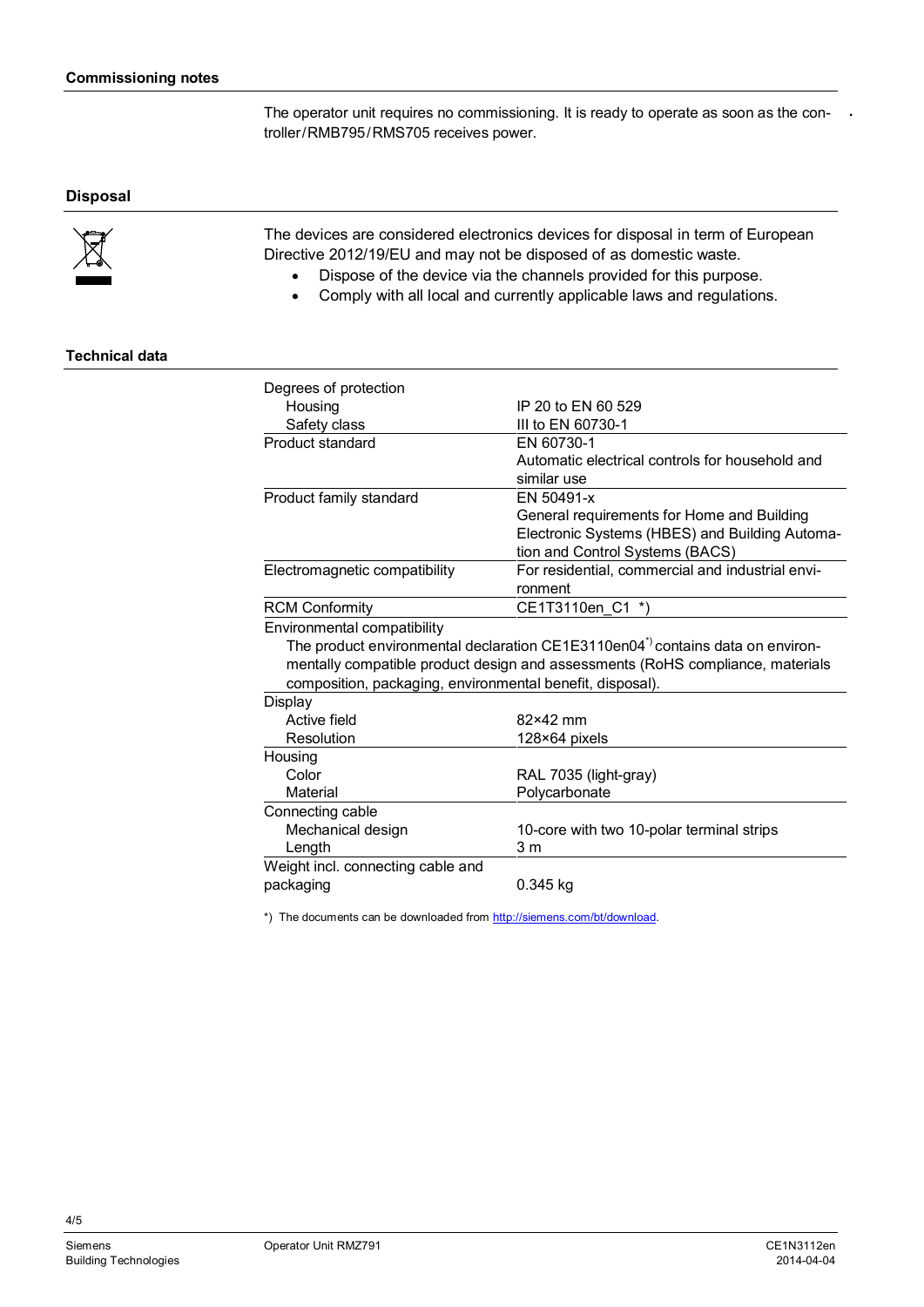## Commissioning notes

The operator unit requires no commissioning. It is ready to operate as soon as the controller/RMB795/RMS705 receives power.

## Disposal

The devices are considered electronics devices for disposal in term of European Directive 2012/19/EU and may not be disposed of as domestic waste.

- Dispose of the device via the channels provided for this purpose.
- Comply with all local and currently applicable laws and regulations.

## Technical data

| | |
|---|---|
| Degrees of protection | |
| Housing | IP 20 to EN 60 529 |
| Safety class | III to EN 60730-1 |
| Product standard | EN 60730-1<br>Automatic electrical controls for household and similar use |
| Product family standard | EN 50491-x<br>General requirements for Home and Building Electronic Systems (HBES) and Building Automation and Control Systems (BACS) |
| Electromagnetic compatibility | For residential, commercial and industrial environment |
| RCM Conformity | CE1T3110en_C1 *) |
| Environmental compatibility | The product environmental declaration CE1E3110en04*) contains data on environmentally compatible product design and assessments (RoHS compliance, materials composition, packaging, environmental benefit, disposal). |
| Display | |
| Active field | 82×42 mm |
| Resolution | 128×64 pixels |
| Housing | |
| Color | RAL 7035 (light-gray) |
| Material | Polycarbonate |
| Connecting cable | |
| Mechanical design | 10-core with two 10-polar terminal strips |
| Length | 3 m |
| Weight incl. connecting cable and packaging | 0.345 kg |

*) The documents can be downloaded from http://siemens.com/bt/download.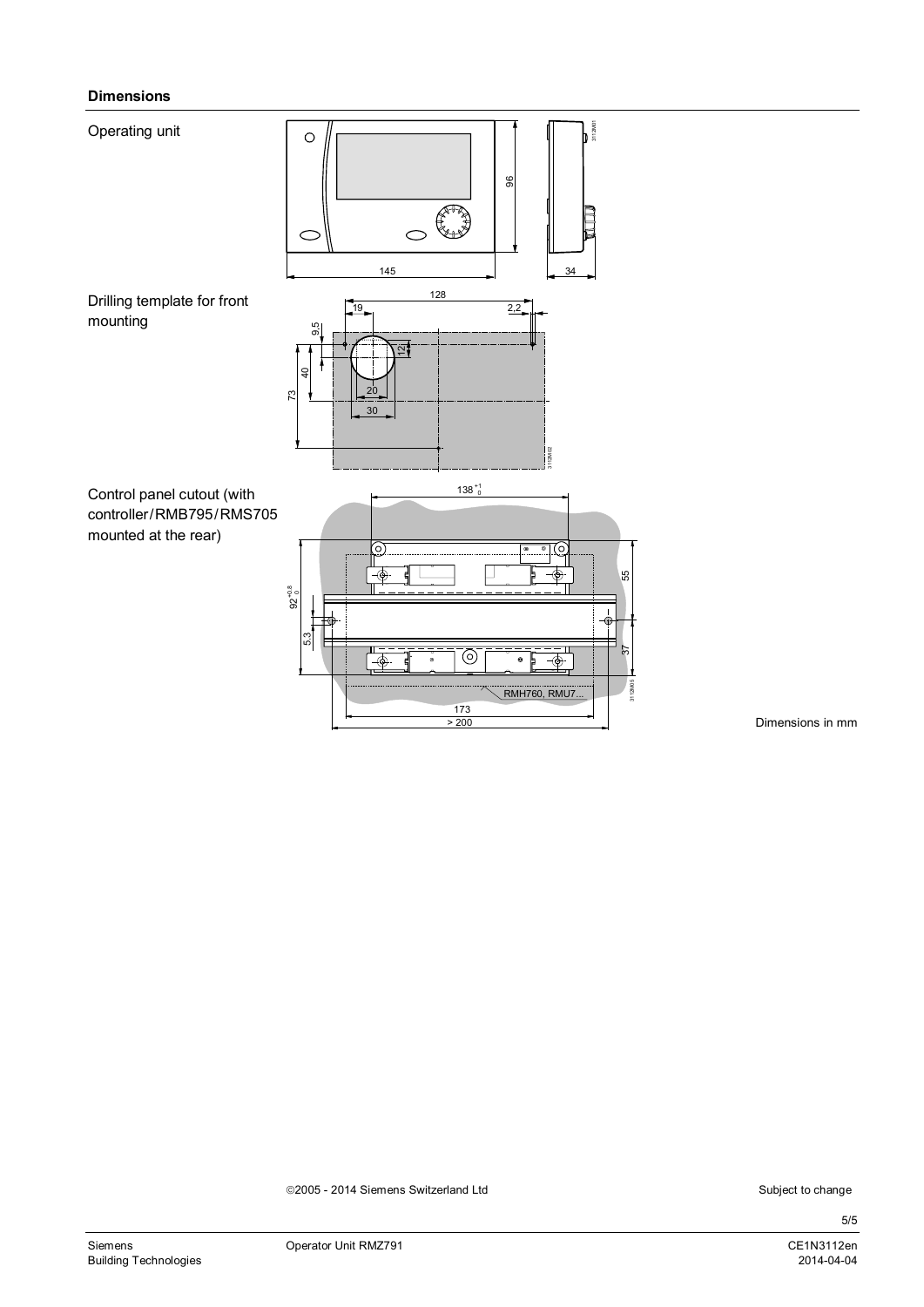**Dimensions**

Operating unit

96

145

34

Drilling template for front mounting

128

19

2,2

9,5

12

40

73

20

30

Control panel cutout (with controller/RMB795/RMS705 mounted at the rear)

$138^{+1}_{0}$

$92^{+0.8}_{0}$

55

5.3

37

RMH760, RMU7...

173

> 200

Dimensions in mm

©2005 - 2014 Siemens Switzerland Ltd

Subject to change

Siemens
Building Technologies

Operator Unit RMZ791

CE1N3112en
2014-04-04